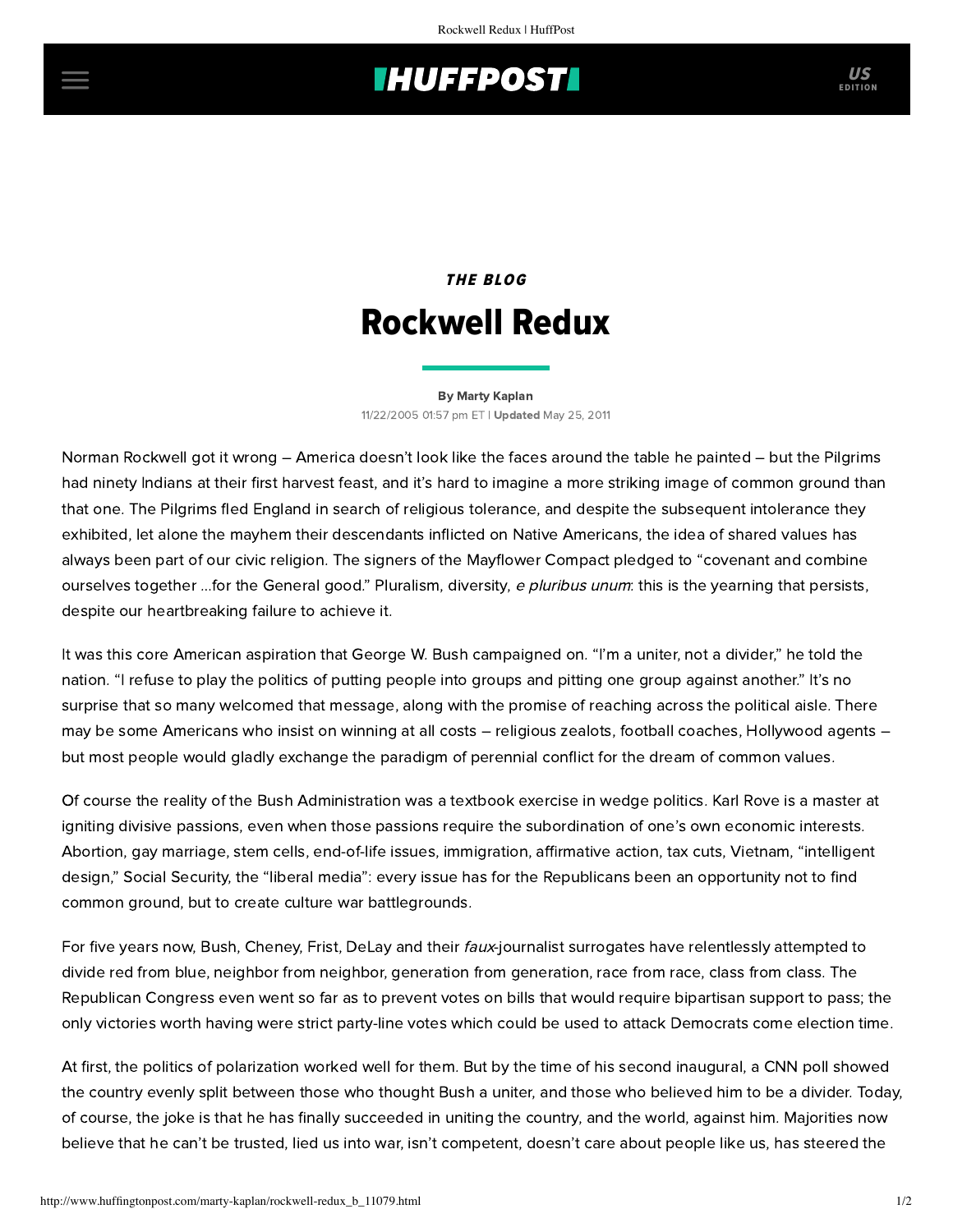THE BLOG

# Rockwell Redux

By Marty Kaplan

11/22/2005 01:57 pm ET | **Updated** May 25, 2011

Norman Rockwell got it wrong – America doesn't look like the faces around the table he painted – but the Pilgrims had ninety Indians at their first harvest feast, and it's hard to imagine a more striking image of common ground than that one. The Pilgrims fled England in search of religious tolerance, and despite the subsequent intolerance they exhibited, let alone the mayhem their descendants inflicted on Native Americans, the idea of shared values has always been part of our civic religion. The signers of the Mayflower Compact pledged to "covenant and combine ourselves together ...for the General good." Pluralism, diversity, *e pluribus unum*: this is the yearning that persists, despite our heartbreaking failure to achieve it.

It was this core American aspiration that George W. Bush campaigned on. "I'm a uniter, not a divider," he told the nation. "I refuse to play the politics of putting people into groups and pitting one group against another." It's no surprise that so many welcomed that message, along with the promise of reaching across the political aisle. There may be some Americans who insist on winning at all costs – religious zealots, football coaches, Hollywood agents – but most people would gladly exchange the paradigm of perennial conflict for the dream of common values.

Of course the reality of the Bush Administration was a textbook exercise in wedge politics. Karl Rove is a master at igniting divisive passions, even when those passions require the subordination of one's own economic interests. Abortion, gay marriage, stem cells, end-of-life issues, immigration, affirmative action, tax cuts, Vietnam, "intelligent design," Social Security, the "liberal media": every issue has for the Republicans been an opportunity not to find common ground, but to create culture war battlegrounds.

For five years now, Bush, Cheney, Frist, DeLay and their *faux*-journalist surrogates have relentlessly attempted to divide red from blue, neighbor from neighbor, generation from generation, race from race, class from class. The Republican Congress even went so far as to prevent votes on bills that would require bipartisan support to pass; the only victories worth having were strict party-line votes which could be used to attack Democrats come election time.

At first, the politics of polarization worked well for them. But by the time of his second inaugural, a CNN poll showed the country evenly split between those who thought Bush a uniter, and those who believed him to be a divider. Today, of course, the joke is that he has finally succeeded in uniting the country, and the world, against him. Majorities now believe that he can't be trusted, lied us into war, isn't competent, doesn't care about people like us, has steered the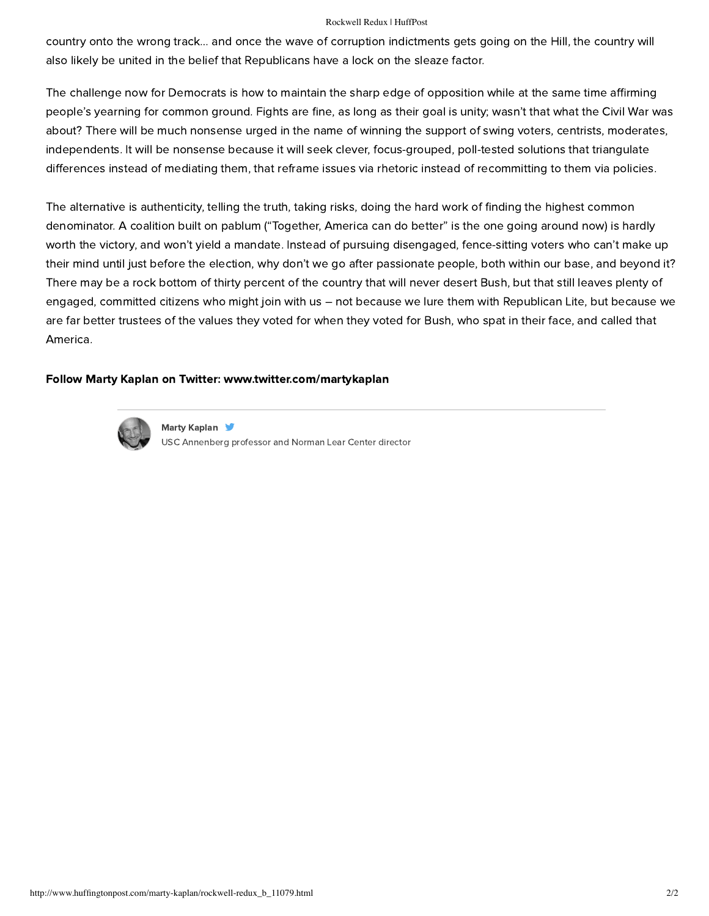country onto the wrong track... and once the wave of corruption indictments gets going on the Hill, the country will also likely be united in the belief that Republicans have a lock on the sleaze factor.

The challenge now for Democrats is how to maintain the sharp edge of opposition while at the same time affirming people's yearning for common ground. Fights are fine, as long as their goal is unity; wasn't that what the Civil War was about? There will be much nonsense urged in the name of winning the support of swing voters, centrists, moderates, independents. It will be nonsense because it will seek clever, focus-grouped, poll-tested solutions that triangulate differences instead of mediating them, that reframe issues via rhetoric instead of recommitting to them via policies.

The alternative is authenticity, telling the truth, taking risks, doing the hard work of finding the highest common denominator. A coalition built on pablum ("Together, America can do better" is the one going around now) is hardly worth the victory, and won't yield a mandate. Instead of pursuing disengaged, fence-sitting voters who can't make up their mind until just before the election, why don't we go after passionate people, both within our base, and beyond it? There may be a rock bottom of thirty percent of the country that will never desert Bush, but that still leaves plenty of engaged, committed citizens who might join with us – not because we lure them with Republican Lite, but because we are far better trustees of the values they voted for when they voted for Bush, who spat in their face, and called that America.

**Follow Marty Kaplan on Twitter: www.twitter.com/martykaplan**

**Marty Kaplan**

USC Annenberg professor and Norman Lear Center director